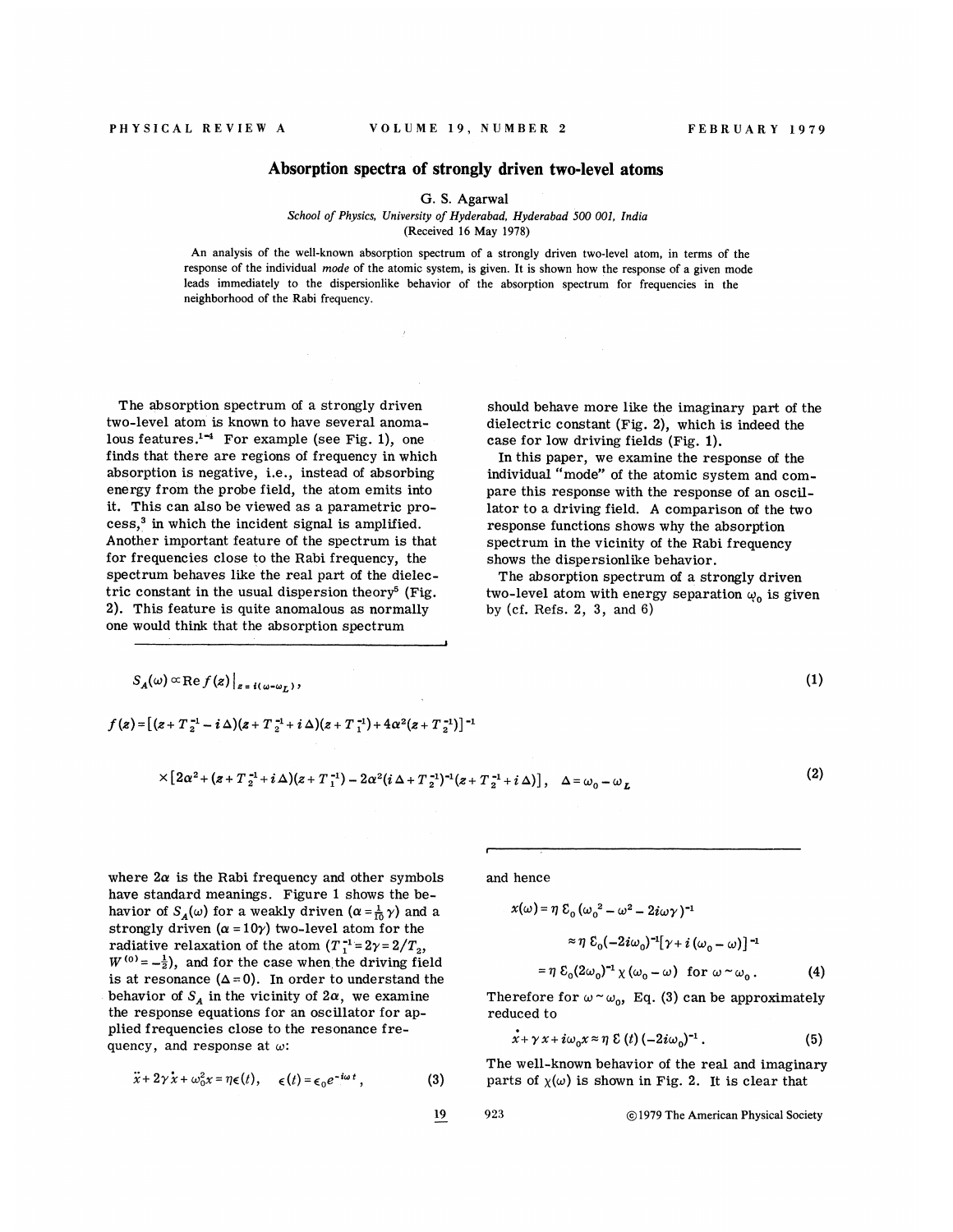# Absorption spectra of strongly driven two-level atoms

G. S. Agarwal

*School of Physics, University of Hyderabad, Hyderabad 500 001, India*
(Received 16 May 1978)

An analysis of the well-known absorption spectrum of a strongly driven two-level atom, in terms of the response of the individual *mode* of the atomic system, is given. It is shown how the response of a given mode leads immediately to the dispersionlike behavior of the absorption spectrum for frequencies in the neighborhood of the Rabi frequency.

The absorption spectrum of a strongly driven two-level atom is known to have several anomalous features.[1-4] For example (see Fig. 1), one finds that there are regions of frequency in which absorption is negative, i.e., instead of absorbing energy from the probe field, the atom emits into it. This can also be viewed as a parametric process,[3] in which the incident signal is amplified. Another important feature of the spectrum is that for frequencies close to the Rabi frequency, the spectrum behaves like the real part of the dielectric constant in the usual dispersion theory[5] (Fig. 2). This feature is quite anomalous as normally one would think that the absorption spectrum should behave more like the imaginary part of the dielectric constant (Fig. 2), which is indeed the case for low driving fields (Fig. 1).

In this paper, we examine the response of the individual "mode" of the atomic system and compare this response with the response of an oscillator to a driving field. A comparison of the two response functions shows why the absorption spectrum in the vicinity of the Rabi frequency shows the dispersionlike behavior.

The absorption spectrum of a strongly driven two-level atom with energy separation $\omega_0$ is given by (cf. Refs. 2, 3, and 6)

$$S_A(\omega) \propto \operatorname{Re} f(z)\big|_{z=i(\omega-\omega_L)}, \tag{1}$$

$$f(z) = \left[(z+T_2^{-1}-i\Delta)(z+T_2^{-1}+i\Delta)(z+T_1^{-1}) + 4\alpha^2(z+T_2^{-1})\right]^{-1}$$
$$\times\left[2\alpha^2 + (z+T_2^{-1}+i\Delta)(z+T_1^{-1}) - 2\alpha^2(i\Delta+T_2^{-1})^{-1}(z+T_2^{-1}+i\Delta)\right], \quad \Delta=\omega_0-\omega_L \tag{2}$$

where $2\alpha$ is the Rabi frequency and other symbols have standard meanings. Figure 1 shows the behavior of $S_A(\omega)$ for a weakly driven ($\alpha=\frac{1}{10}\gamma$) and a strongly driven ($\alpha=10\gamma$) two-level atom for the radiative relaxation of the atom ($T_1^{-1}=2\gamma=2/T_2$, $W^{(0)}=-\frac{1}{2}$), and for the case when the driving field is at resonance ($\Delta=0$). In order to understand the behavior of $S_A$ in the vicinity of $2\alpha$, we examine the response equations for an oscillator for applied frequencies close to the resonance frequency, and response at $\omega$:

$$\ddot{x} + 2\gamma\dot{x} + \omega_0^2 x = \eta\epsilon(t), \quad \epsilon(t)=\epsilon_0 e^{-i\omega t}, \tag{3}$$

and hence

$$x(\omega) = \eta\,\mathcal{E}_0(\omega_0^2-\omega^2-2i\omega\gamma)^{-1}$$
$$\approx \eta\,\mathcal{E}_0(-2i\omega_0)^{-1}[\gamma+i(\omega_0-\omega)]^{-1}$$
$$= \eta\,\mathcal{E}_0(2\omega_0)^{-1}\chi(\omega_0-\omega) \quad \text{for } \omega\sim\omega_0. \tag{4}$$

Therefore for $\omega\sim\omega_0$, Eq. (3) can be approximately reduced to

$$\dot{x} + \gamma x + i\omega_0 x \approx \eta\,\mathcal{E}(t)(-2i\omega_0)^{-1}. \tag{5}$$

The well-known behavior of the real and imaginary parts of $\chi(\omega)$ is shown in Fig. 2. It is clear that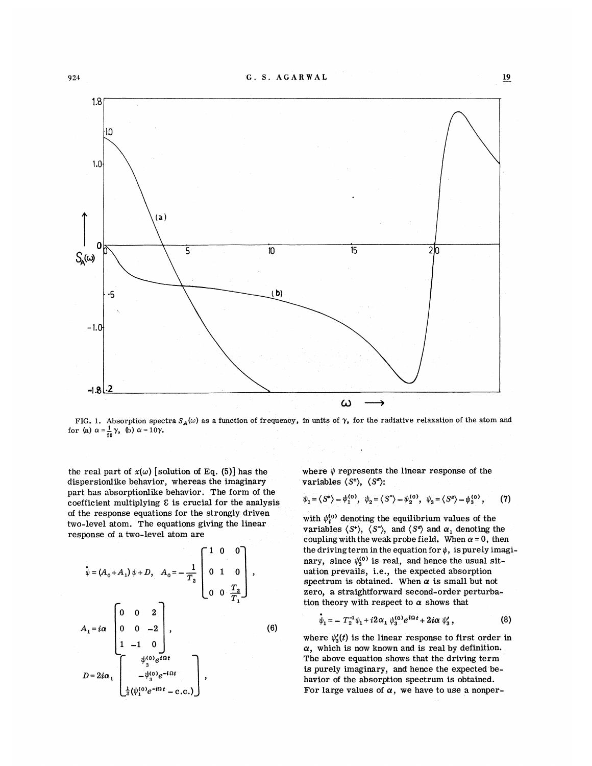FIG. 1. Absorption spectra $S_A(\omega)$ as a function of frequency, in units of $\gamma$, for the radiative relaxation of the atom and for (a) $\alpha = \frac{1}{10}\gamma$, (b) $\alpha = 10\gamma$.

the real part of $x(\omega)$ [solution of Eq. (5)] has the dispersionlike behavior, whereas the imaginary part has absorptionlike behavior. The form of the coefficient multiplying $\mathcal{E}$ is crucial for the analysis of the response equations for the strongly driven two-level atom. The equations giving the linear response of a two-level atom are

$$\dot{\psi} = (A_0 + A_1)\psi + D, \quad A_0 = -\frac{1}{T_2}\begin{bmatrix} 1 & 0 & 0 \\ 0 & 1 & 0 \\ 0 & 0 & \frac{T_2}{T_1} \end{bmatrix},$$

$$A_1 = i\alpha \begin{bmatrix} 0 & 0 & 2 \\ 0 & 0 & -2 \\ 1 & -1 & 0 \end{bmatrix}, \tag{6}$$

$$D = 2i\alpha_1 \begin{bmatrix} \psi_3^{(0)} e^{i\Omega t} \\ -\psi_3^{(0)} e^{-i\Omega t} \\ \frac{1}{2}(\psi_1^{(0)} e^{-i\Omega t} - \text{c.c.}) \end{bmatrix},$$

where $\psi$ represents the linear response of the variables $\langle S^{\pm}\rangle$, $\langle S^z\rangle$:

$$\psi_1 = \langle S^+\rangle - \psi_1^{(0)}, \quad \psi_2 = \langle S^-\rangle - \psi_2^{(0)}, \quad \psi_3 = \langle S^z\rangle - \psi_3^{(0)}, \tag{7}$$

with $\psi_i^{(0)}$ denoting the equilibrium values of the variables $\langle S^+\rangle$, $\langle S^-\rangle$, and $\langle S^z\rangle$ and $\alpha_1$ denoting the coupling with the weak probe field. When $\alpha = 0$, then the driving term in the equation for $\psi_1$ is purely imaginary, since $\psi_3^{(0)}$ is real, and hence the usual situation prevails, i.e., the expected absorption spectrum is obtained. When $\alpha$ is small but not zero, a straightforward second-order perturbation theory with respect to $\alpha$ shows that

$$\dot{\psi}_1 = -T_2^{-1}\psi_1 + i2\alpha_1\psi_3^{(0)} e^{i\Omega t} + 2i\alpha\,\psi_3', \tag{8}$$

where $\psi_3'(t)$ is the linear response to first order in $\alpha$, which is now known and is real by definition. The above equation shows that the driving term is purely imaginary, and hence the expected behavior of the absorption spectrum is obtained. For large values of $\alpha$, we have to use a nonper-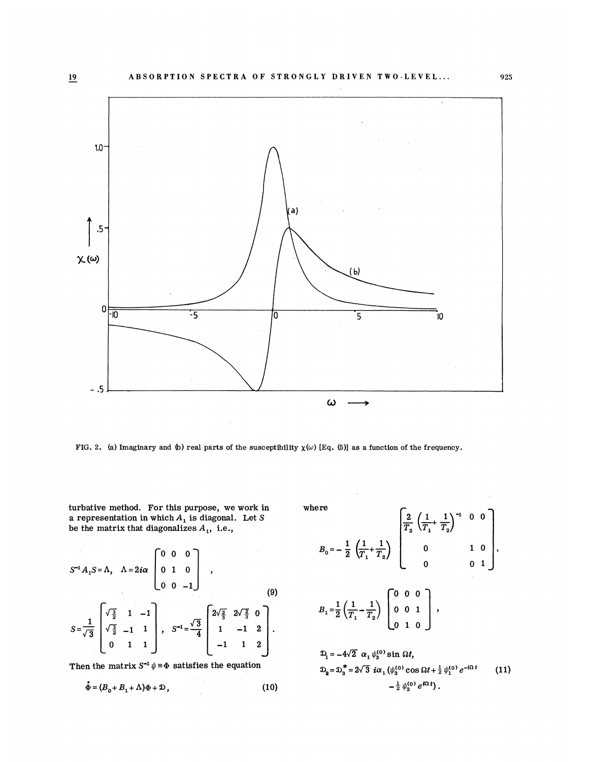FIG. 2. (a) Imaginary and (b) real parts of the susceptibility $\chi(\omega)$ [Eq. (5)] as a function of the frequency.

turbative method. For this purpose, we work in a representation in which $A_1$ is diagonal. Let $S$ be the matrix that diagonalizes $A_1$, i.e.,

$$S^{-1}A_1S=\Lambda,\quad \Lambda=2i\alpha\begin{bmatrix}0&0&0\\0&1&0\\0&0&-1\end{bmatrix},\tag{9}$$

$$S=\frac{1}{\sqrt{3}}\begin{bmatrix}\sqrt{\frac{3}{2}}&1&-1\\\sqrt{\frac{3}{2}}&-1&1\\0&1&1\end{bmatrix},\quad S^{-1}=\frac{\sqrt{3}}{4}\begin{bmatrix}2\sqrt{\frac{2}{3}}&2\sqrt{\frac{2}{3}}&0\\1&-1&2\\-1&1&2\end{bmatrix}.$$

Then the matrix $S^{-1}\psi\equiv\Phi$ satisfies the equation

$$\dot{\Phi}=(B_0+B_1+\Lambda)\Phi+\mathfrak{D},\tag{10}$$

where

$$B_0=-\frac{1}{2}\left(\frac{1}{T_1}+\frac{1}{T_2}\right)\begin{bmatrix}\frac{2}{T_2}\left(\frac{1}{T_1}+\frac{1}{T_2}\right)^{-1}&0&0\\0&1&0\\0&0&1\end{bmatrix},$$

$$B_1=\frac{1}{2}\left(\frac{1}{T_1}-\frac{1}{T_2}\right)\begin{bmatrix}0&0&0\\0&0&1\\0&1&0\end{bmatrix},$$

$$\mathfrak{D}_1=-4\sqrt{2}\,\alpha_1\psi_3^{(0)}\sin\Omega t,$$
$$\mathfrak{D}_2=\mathfrak{D}_3^*=2\sqrt{3}\,i\alpha_1\left(\psi_3^{(0)}\cos\Omega t+\tfrac{1}{2}\psi_1^{(0)}e^{-i\Omega t}-\tfrac{1}{2}\psi_2^{(0)}e^{i\Omega t}\right).\tag{11}$$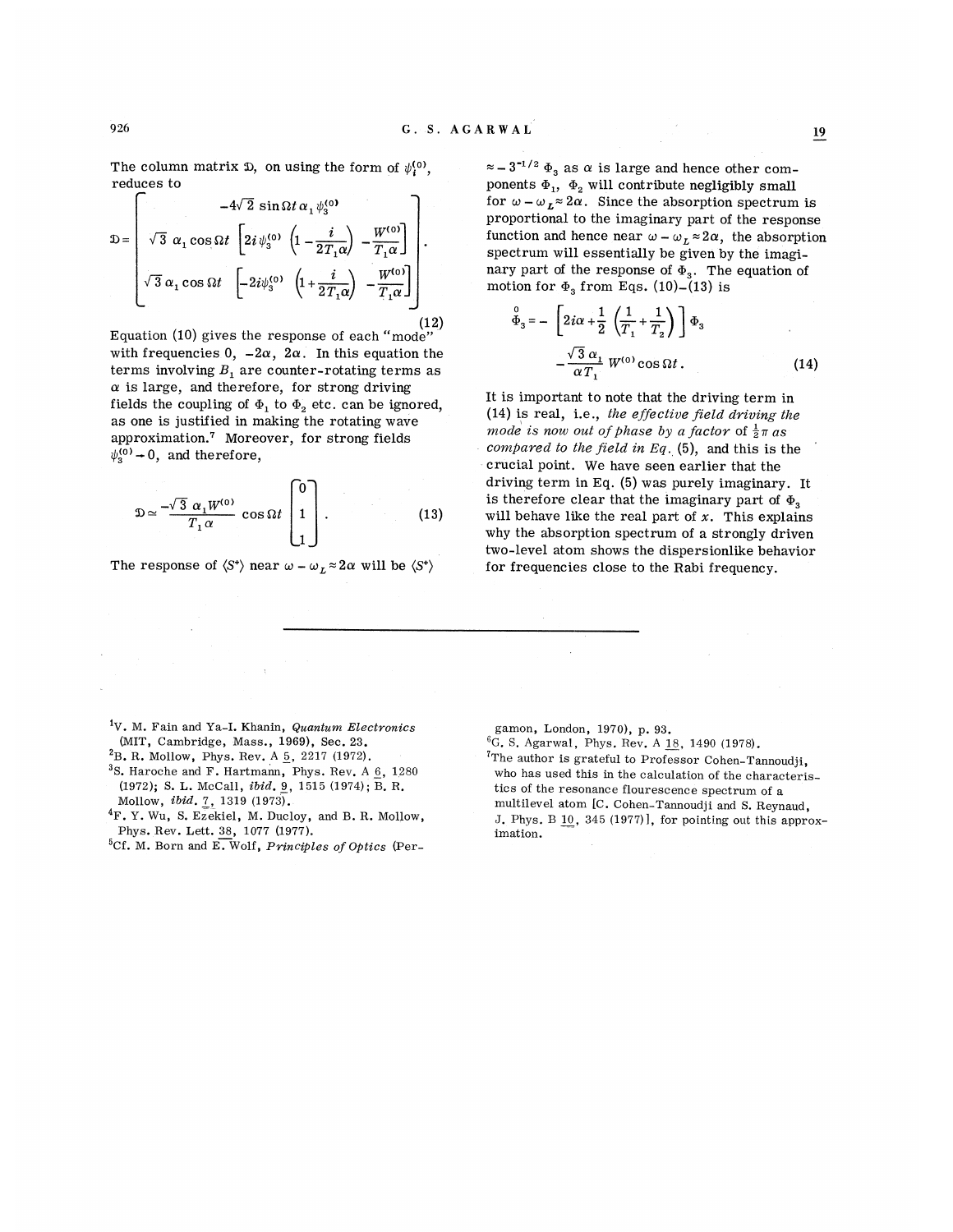The column matrix $\mathfrak{D}$, on using the form of $\psi_i^{(0)}$, reduces to

$$\mathfrak{D} = \begin{bmatrix} -4\sqrt{2}\,\sin\Omega t\,\alpha_1\psi_3^{(0)} \\ \sqrt{3}\,\alpha_1\cos\Omega t\left[2i\psi_3^{(0)}\left(1-\frac{i}{2T_1\alpha}\right)-\frac{W^{(0)}}{T_1\alpha}\right] \\ \sqrt{3}\,\alpha_1\cos\Omega t\left[-2i\psi_3^{(0)}\left(1+\frac{i}{2T_1\alpha}\right)-\frac{W^{(0)}}{T_1\alpha}\right] \end{bmatrix}. \tag{12}$$

Equation (10) gives the response of each "mode" with frequencies 0, $-2\alpha$, $2\alpha$. In this equation the terms involving $B_1$ are counter-rotating terms as $\alpha$ is large, and therefore, for strong driving fields the coupling of $\Phi_1$ to $\Phi_2$ etc. can be ignored, as one is justified in making the rotating wave approximation.[7] Moreover, for strong fields $\psi_3^{(0)} \to 0$, and therefore,

$$\mathfrak{D} \simeq \frac{-\sqrt{3}\,\alpha_1 W^{(0)}}{T_1\alpha}\cos\Omega t\begin{bmatrix}0\\1\\1\end{bmatrix}. \tag{13}$$

The response of $\langle S^+\rangle$ near $\omega-\omega_L \approx 2\alpha$ will be $\langle S^+\rangle \approx -3^{-1/2}\,\Phi_3$ as $\alpha$ is large and hence other components $\Phi_1$, $\Phi_2$ will contribute negligibly small for $\omega-\omega_L \approx 2\alpha$. Since the absorption spectrum is proportional to the imaginary part of the response function and hence near $\omega-\omega_L \approx 2\alpha$, the absorption spectrum will essentially be given by the imaginary part of the response of $\Phi_3$. The equation of motion for $\Phi_3$ from Eqs. (10)–(13) is

$$\overset{0}{\Phi}_3 = -\left[2i\alpha + \frac{1}{2}\left(\frac{1}{T_1}+\frac{1}{T_2}\right)\right]\Phi_3 - \frac{\sqrt{3}\,\alpha_1}{\alpha T_1}W^{(0)}\cos\Omega t. \tag{14}$$

It is important to note that the driving term in (14) is real, i.e., *the effective field driving the mode is now out of phase by a factor of* $\frac{1}{2}\pi$ *as compared to the field in Eq.* (5), and this is the crucial point. We have seen earlier that the driving term in Eq. (5) was purely imaginary. It is therefore clear that the imaginary part of $\Phi_3$ will behave like the real part of $x$. This explains why the absorption spectrum of a strongly driven two-level atom shows the dispersionlike behavior for frequencies close to the Rabi frequency.

---

[1] V. M. Fain and Ya.-I. Khanin, *Quantum Electronics* (MIT, Cambridge, Mass., 1969), Sec. 23.

[2] B. R. Mollow, Phys. Rev. A 5, 2217 (1972).

[3] S. Haroche and F. Hartmann, Phys. Rev. A 6, 1280 (1972); S. L. McCall, *ibid.* 9, 1515 (1974); B. R. Mollow, *ibid.* 7, 1319 (1973).

[4] F. Y. Wu, S. Ezekiel, M. Ducloy, and B. R. Mollow, Phys. Rev. Lett. 38, 1077 (1977).

[5] Cf. M. Born and E. Wolf, *Principles of Optics* (Pergamon, London, 1970), p. 93.

[6] G. S. Agarwal, Phys. Rev. A 18, 1490 (1978).

[7] The author is grateful to Professor Cohen-Tannoudji, who has used this in the calculation of the characteristics of the resonance flourescence spectrum of a multilevel atom [C. Cohen-Tannoudji and S. Reynaud, J. Phys. B 10, 345 (1977)], for pointing out this approximation.